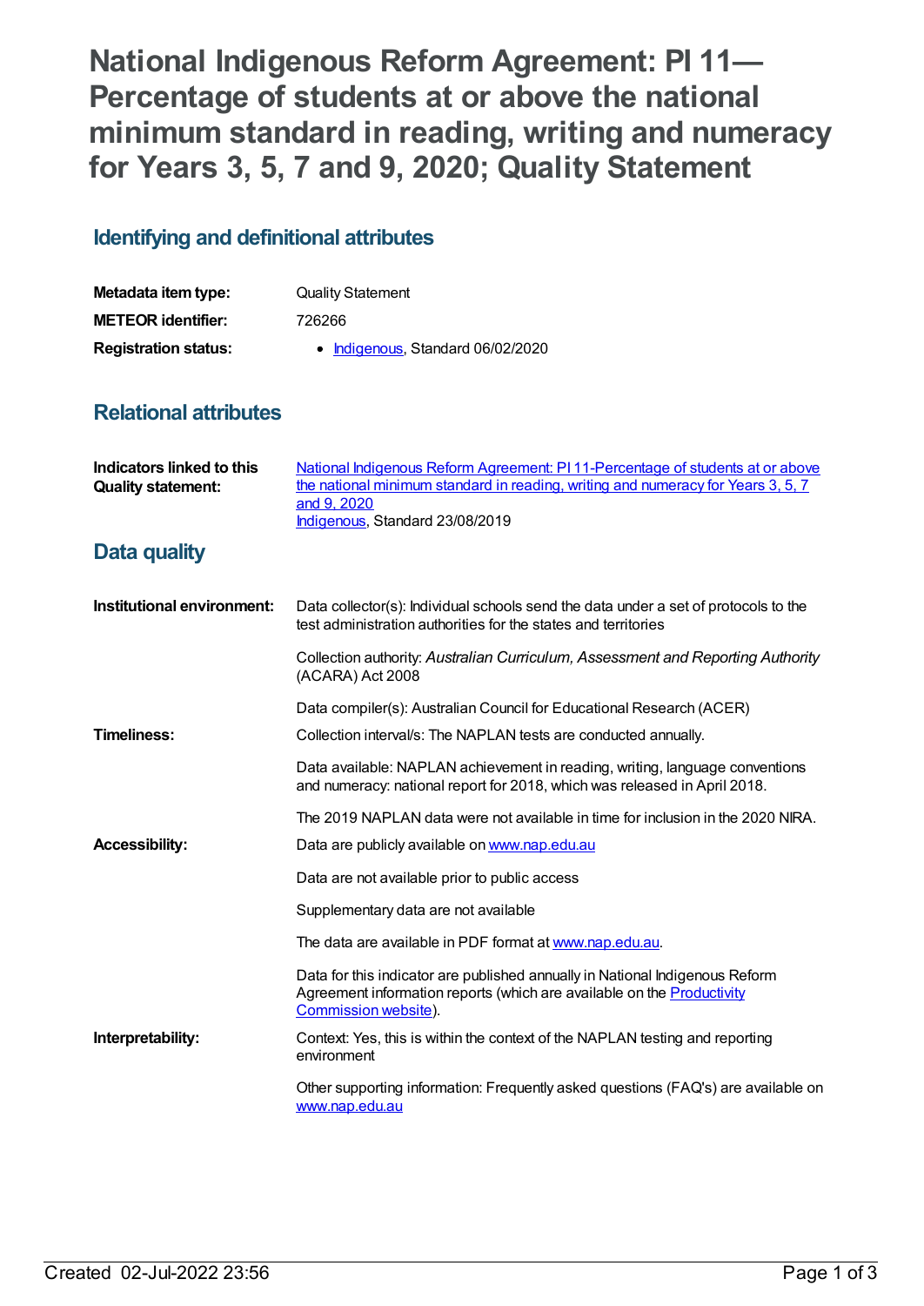# National Indigenous Reform Agreement: PI 11—Percentage of students at or above the national minimum standard in reading, writing and numeracy for Years 3, 5, 7 and 9, 2020; Quality Statement

## Identifying and definitional attributes

| | |
|---|---|
| **Metadata item type:** | Quality Statement |
| **METEOR identifier:** | 726266 |
| **Registration status:** | • Indigenous, Standard 06/02/2020 |

## Relational attributes

| | |
|---|---|
| **Indicators linked to this Quality statement:** | National Indigenous Reform Agreement: PI 11-Percentage of students at or above the national minimum standard in reading, writing and numeracy for Years 3, 5, 7 and 9, 2020<br>Indigenous, Standard 23/08/2019 |

## Data quality

| | |
|---|---|
| **Institutional environment:** | Data collector(s): Individual schools send the data under a set of protocols to the test administration authorities for the states and territories<br><br>Collection authority: *Australian Curriculum, Assessment and Reporting Authority* (ACARA) Act 2008<br><br>Data compiler(s): Australian Council for Educational Research (ACER) |
| **Timeliness:** | Collection interval/s: The NAPLAN tests are conducted annually.<br><br>Data available: NAPLAN achievement in reading, writing, language conventions and numeracy: national report for 2018, which was released in April 2018.<br><br>The 2019 NAPLAN data were not available in time for inclusion in the 2020 NIRA. |
| **Accessibility:** | Data are publicly available on www.nap.edu.au<br><br>Data are not available prior to public access<br><br>Supplementary data are not available<br><br>The data are available in PDF format at www.nap.edu.au.<br><br>Data for this indicator are published annually in National Indigenous Reform Agreement information reports (which are available on the Productivity Commission website). |
| **Interpretability:** | Context: Yes, this is within the context of the NAPLAN testing and reporting environment<br><br>Other supporting information: Frequently asked questions (FAQ's) are available on www.nap.edu.au |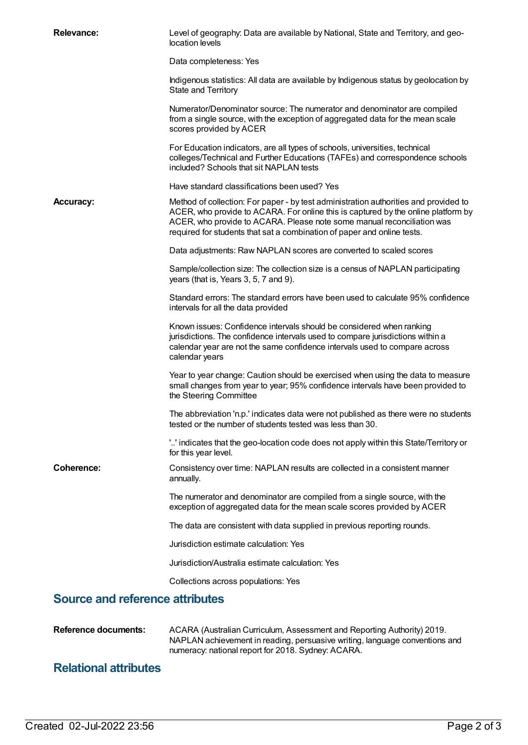**Relevance:**

Level of geography: Data are available by National, State and Territory, and geo-location levels

Data completeness: Yes

Indigenous statistics: All data are available by Indigenous status by geolocation by State and Territory

Numerator/Denominator source: The numerator and denominator are compiled from a single source, with the exception of aggregated data for the mean scale scores provided by ACER

For Education indicators, are all types of schools, universities, technical colleges/Technical and Further Educations (TAFEs) and correspondence schools included? Schools that sit NAPLAN tests

Have standard classifications been used? Yes

**Accuracy:**

Method of collection: For paper - by test administration authorities and provided to ACER, who provide to ACARA. For online this is captured by the online platform by ACER, who provide to ACARA. Please note some manual reconciliation was required for students that sat a combination of paper and online tests.

Data adjustments: Raw NAPLAN scores are converted to scaled scores

Sample/collection size: The collection size is a census of NAPLAN participating years (that is, Years 3, 5, 7 and 9).

Standard errors: The standard errors have been used to calculate 95% confidence intervals for all the data provided

Known issues: Confidence intervals should be considered when ranking jurisdictions. The confidence intervals used to compare jurisdictions within a calendar year are not the same confidence intervals used to compare across calendar years

Year to year change: Caution should be exercised when using the data to measure small changes from year to year; 95% confidence intervals have been provided to the Steering Committee

The abbreviation 'n.p.' indicates data were not published as there were no students tested or the number of students tested was less than 30.

'..' indicates that the geo-location code does not apply within this State/Territory or for this year level.

**Coherence:**

Consistency over time: NAPLAN results are collected in a consistent manner annually.

The numerator and denominator are compiled from a single source, with the exception of aggregated data for the mean scale scores provided by ACER

The data are consistent with data supplied in previous reporting rounds.

Jurisdiction estimate calculation: Yes

Jurisdiction/Australia estimate calculation: Yes

Collections across populations: Yes

## Source and reference attributes

**Reference documents:**

ACARA (Australian Curriculum, Assessment and Reporting Authority) 2019. NAPLAN achievement in reading, persuasive writing, language conventions and numeracy: national report for 2018. Sydney: ACARA.

## Relational attributes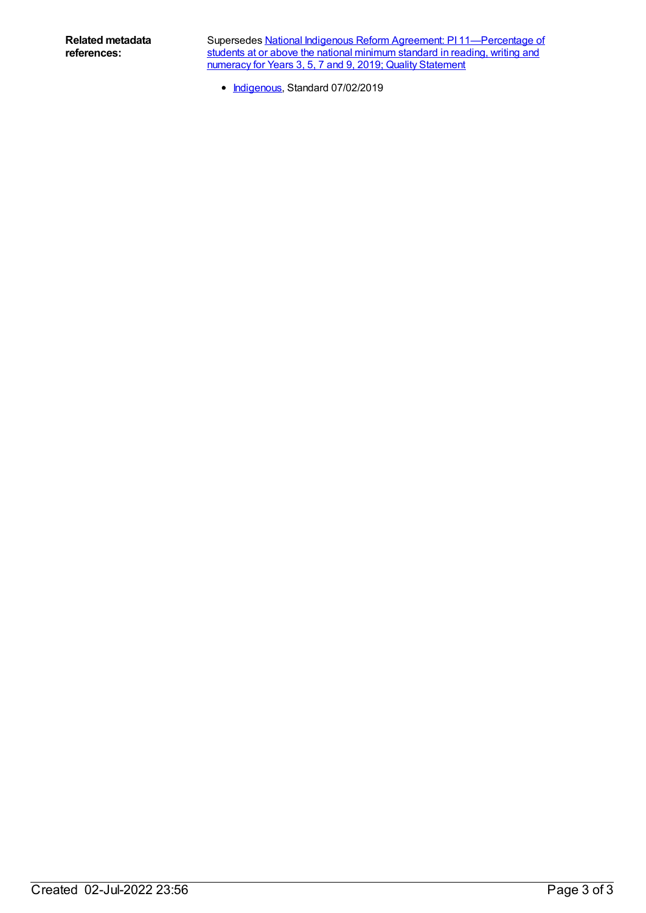**Related metadata references:**

Supersedes National Indigenous Reform Agreement: PI 11—Percentage of students at or above the national minimum standard in reading, writing and numeracy for Years 3, 5, 7 and 9, 2019; Quality Statement

- Indigenous, Standard 07/02/2019